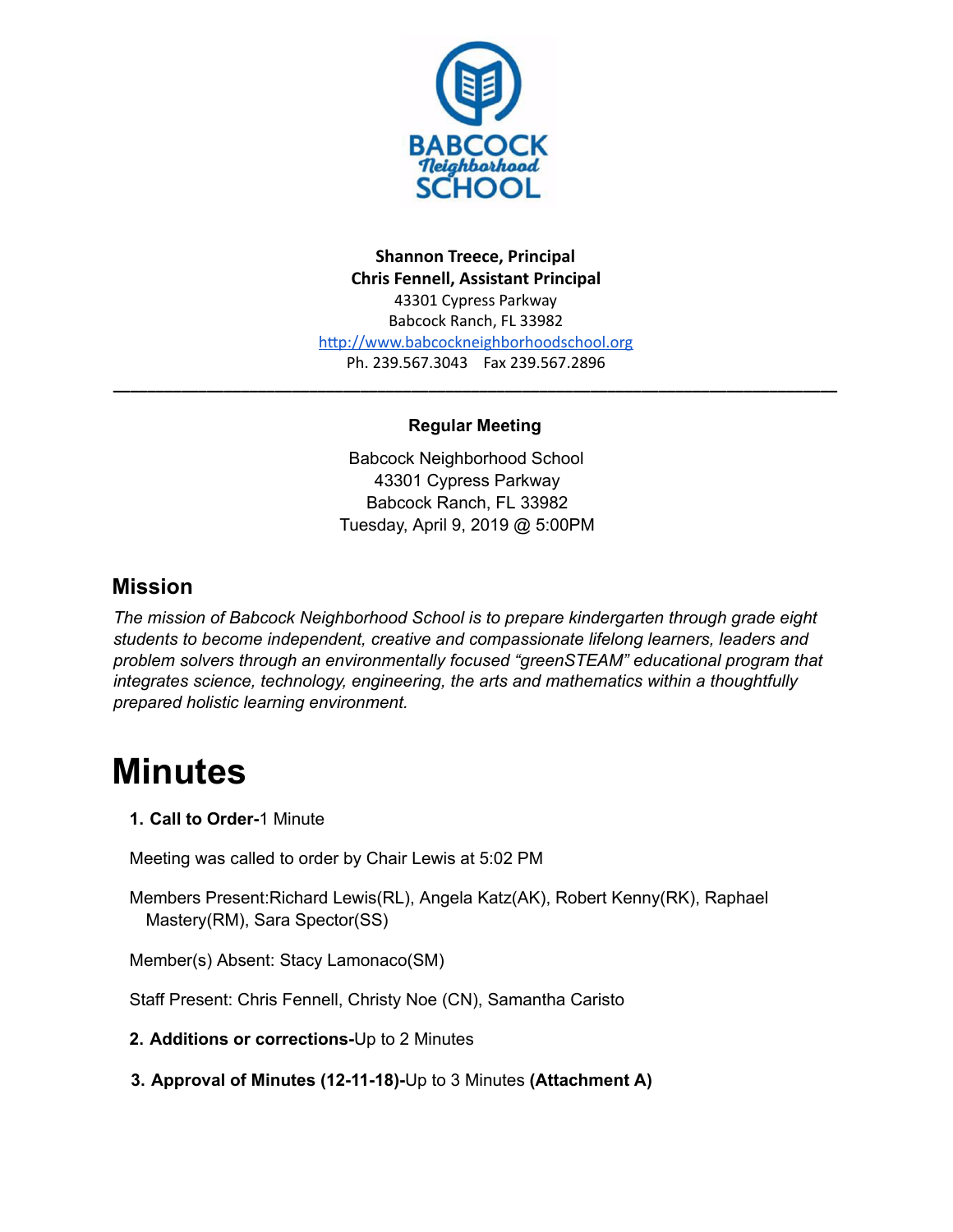**Shannon Treece, Principal**
**Chris Fennell, Assistant Principal**
43301 Cypress Parkway
Babcock Ranch, FL 33982
http://www.babcockneighborhoodschool.org
Ph. 239.567.3043 Fax 239.567.2896

---

**Regular Meeting**

Babcock Neighborhood School
43301 Cypress Parkway
Babcock Ranch, FL 33982
Tuesday, April 9, 2019 @ 5:00PM

## Mission

*The mission of Babcock Neighborhood School is to prepare kindergarten through grade eight students to become independent, creative and compassionate lifelong learners, leaders and problem solvers through an environmentally focused "greenSTEAM" educational program that integrates science, technology, engineering, the arts and mathematics within a thoughtfully prepared holistic learning environment.*

# Minutes

1. **Call to Order-**1 Minute

Meeting was called to order by Chair Lewis at 5:02 PM

Members Present:Richard Lewis(RL), Angela Katz(AK), Robert Kenny(RK), Raphael Mastery(RM), Sara Spector(SS)

Member(s) Absent: Stacy Lamonaco(SM)

Staff Present: Chris Fennell, Christy Noe (CN), Samantha Caristo

2. **Additions or corrections-**Up to 2 Minutes

3. **Approval of Minutes (12-11-18)-**Up to 3 Minutes **(Attachment A)**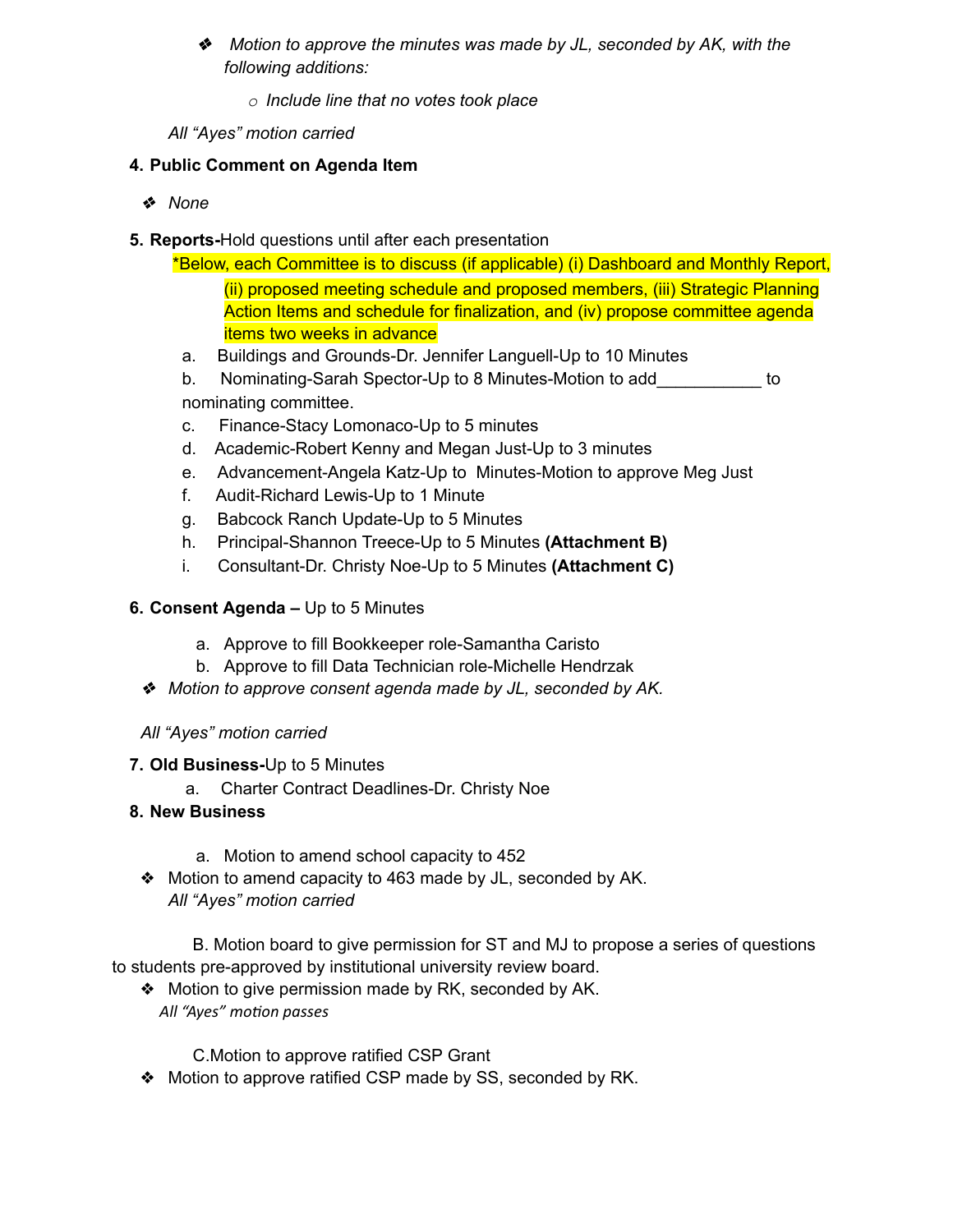- *Motion to approve the minutes was made by JL, seconded by AK, with the following additions:*
    - *Include line that no votes took place*

*All "Ayes" motion carried*

4. **Public Comment on Agenda Item**

- *None*

5. **Reports-**Hold questions until after each presentation

*Below, each Committee is to discuss (if applicable) (i) Dashboard and Monthly Report, (ii) proposed meeting schedule and proposed members, (iii) Strategic Planning Action Items and schedule for finalization, and (iv) propose committee agenda items two weeks in advance

a. Buildings and Grounds-Dr. Jennifer Languell-Up to 10 Minutes
b. Nominating-Sarah Spector-Up to 8 Minutes-Motion to add___________ to nominating committee.
c. Finance-Stacy Lomonaco-Up to 5 minutes
d. Academic-Robert Kenny and Megan Just-Up to 3 minutes
e. Advancement-Angela Katz-Up to Minutes-Motion to approve Meg Just
f. Audit-Richard Lewis-Up to 1 Minute
g. Babcock Ranch Update-Up to 5 Minutes
h. Principal-Shannon Treece-Up to 5 Minutes **(Attachment B)**
i. Consultant-Dr. Christy Noe-Up to 5 Minutes **(Attachment C)**

6. **Consent Agenda –** Up to 5 Minutes

a. Approve to fill Bookkeeper role-Samantha Caristo
b. Approve to fill Data Technician role-Michelle Hendrzak

- *Motion to approve consent agenda made by JL, seconded by AK.*

*All "Ayes" motion carried*

7. **Old Business-**Up to 5 Minutes

a. Charter Contract Deadlines-Dr. Christy Noe

8. **New Business**

a. Motion to amend school capacity to 452

- Motion to amend capacity to 463 made by JL, seconded by AK.
  *All "Ayes" motion carried*

B. Motion board to give permission for ST and MJ to propose a series of questions to students pre-approved by institutional university review board.

- Motion to give permission made by RK, seconded by AK.
  *All "Ayes" motion passes*

C. Motion to approve ratified CSP Grant

- Motion to approve ratified CSP made by SS, seconded by RK.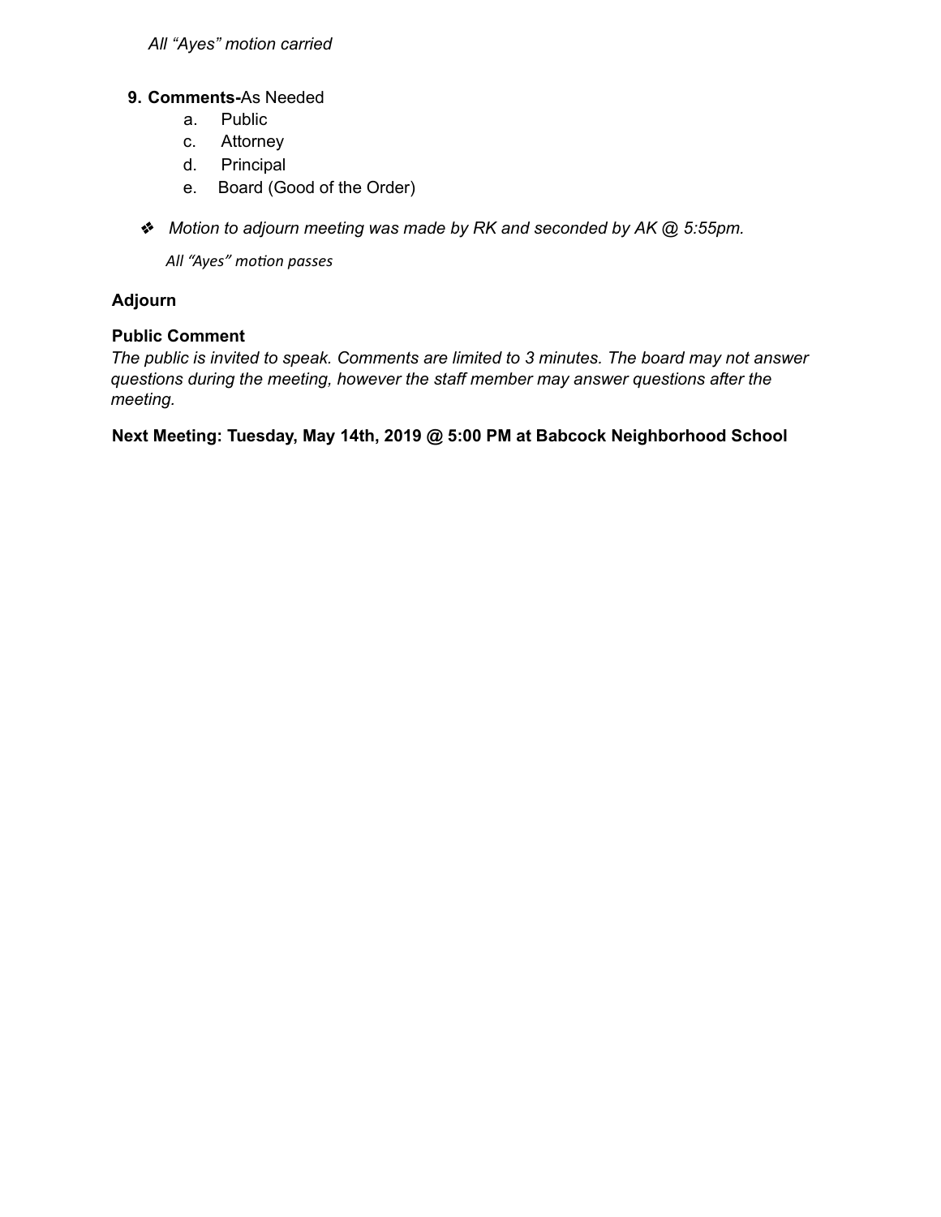*All "Ayes" motion carried*

9. **Comments-**As Needed
   a. Public
   c. Attorney
   d. Principal
   e. Board (Good of the Order)

- ❖ *Motion to adjourn meeting was made by RK and seconded by AK @ 5:55pm.*

  *All "Ayes" motion passes*

**Adjourn**

**Public Comment**

*The public is invited to speak. Comments are limited to 3 minutes. The board may not answer questions during the meeting, however the staff member may answer questions after the meeting.*

**Next Meeting: Tuesday, May 14th, 2019 @ 5:00 PM at Babcock Neighborhood School**